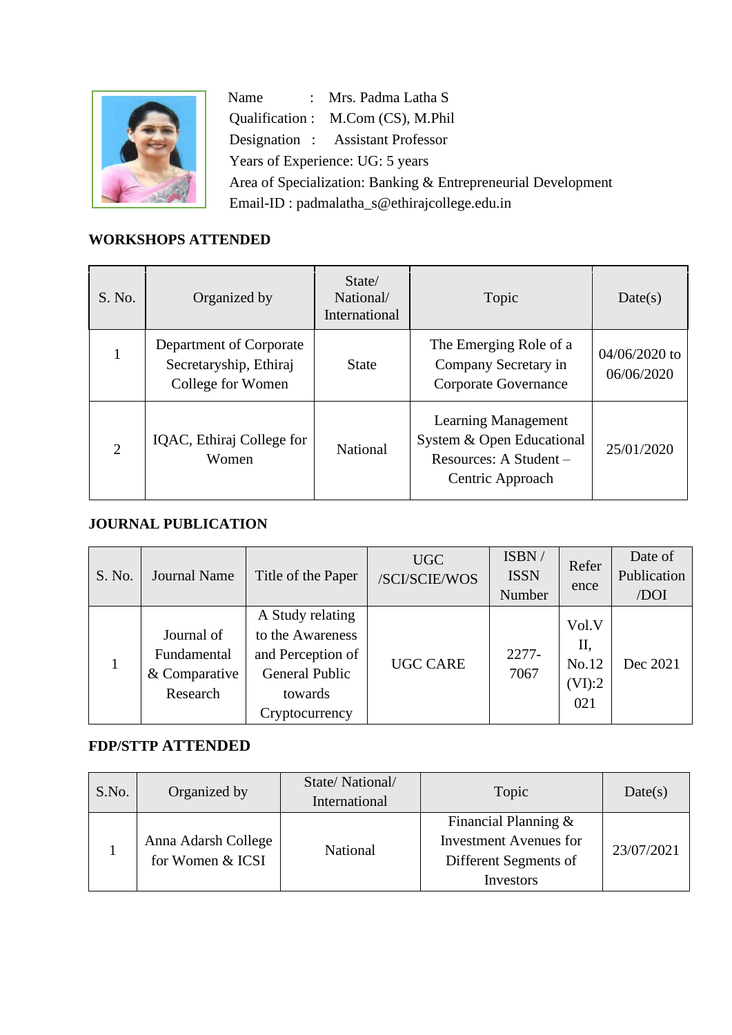Name : Mrs. Padma Latha S

Qualification : M.Com (CS), M.Phil

Designation : Assistant Professor

Years of Experience: UG: 5 years

Area of Specialization: Banking & Entrepreneurial Development

Email-ID : padmalatha_s@ethirajcollege.edu.in

## WORKSHOPS ATTENDED

| S. No. | Organized by | State/ National/ International | Topic | Date(s) |
|---|---|---|---|---|
| 1 | Department of Corporate Secretaryship, Ethiraj College for Women | State | The Emerging Role of a Company Secretary in Corporate Governance | 04/06/2020 to 06/06/2020 |
| 2 | IQAC, Ethiraj College for Women | National | Learning Management System & Open Educational Resources: A Student – Centric Approach | 25/01/2020 |

## JOURNAL PUBLICATION

| S. No. | Journal Name | Title of the Paper | UGC /SCI/SCIE/WOS | ISBN / ISSN Number | Reference | Date of Publication /DOI |
|---|---|---|---|---|---|---|
| 1 | Journal of Fundamental & Comparative Research | A Study relating to the Awareness and Perception of General Public towards Cryptocurrency | UGC CARE | 2277-7067 | Vol.VII, No.12 (VI):2021 | Dec 2021 |

## FDP/STTP ATTENDED

| S.No. | Organized by | State/ National/ International | Topic | Date(s) |
|---|---|---|---|---|
| 1 | Anna Adarsh College for Women & ICSI | National | Financial Planning & Investment Avenues for Different Segments of Investors | 23/07/2021 |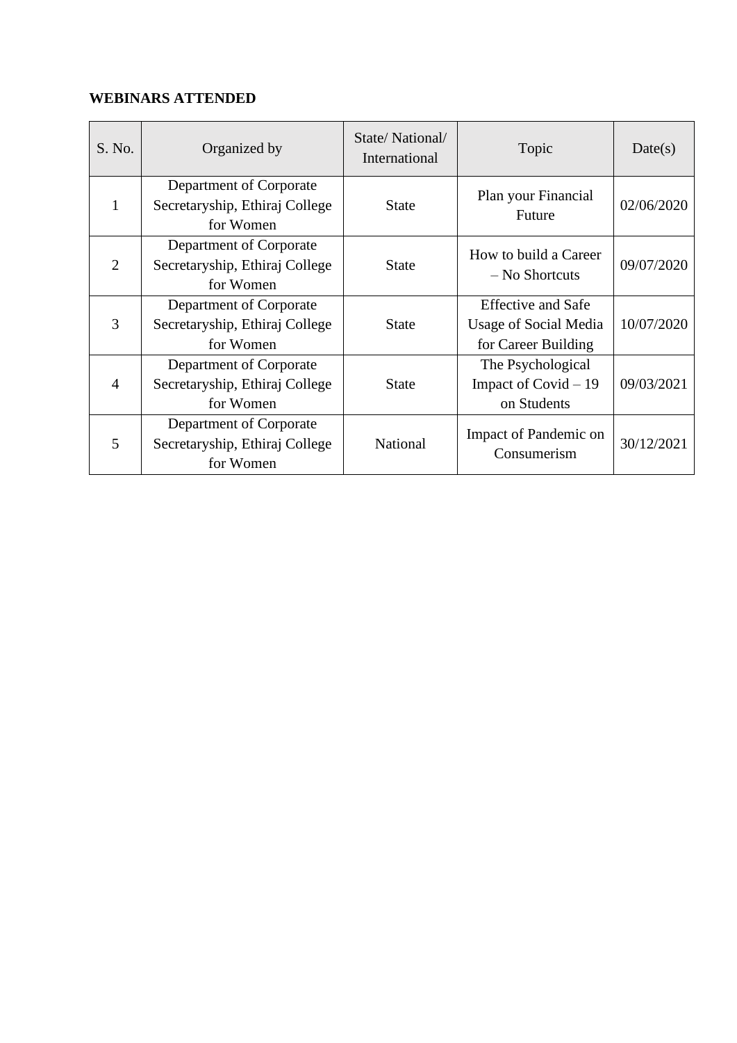**WEBINARS ATTENDED**

| S. No. | Organized by | State/ National/ International | Topic | Date(s) |
|---|---|---|---|---|
| 1 | Department of Corporate Secretaryship, Ethiraj College for Women | State | Plan your Financial Future | 02/06/2020 |
| 2 | Department of Corporate Secretaryship, Ethiraj College for Women | State | How to build a Career – No Shortcuts | 09/07/2020 |
| 3 | Department of Corporate Secretaryship, Ethiraj College for Women | State | Effective and Safe Usage of Social Media for Career Building | 10/07/2020 |
| 4 | Department of Corporate Secretaryship, Ethiraj College for Women | State | The Psychological Impact of Covid – 19 on Students | 09/03/2021 |
| 5 | Department of Corporate Secretaryship, Ethiraj College for Women | National | Impact of Pandemic on Consumerism | 30/12/2021 |